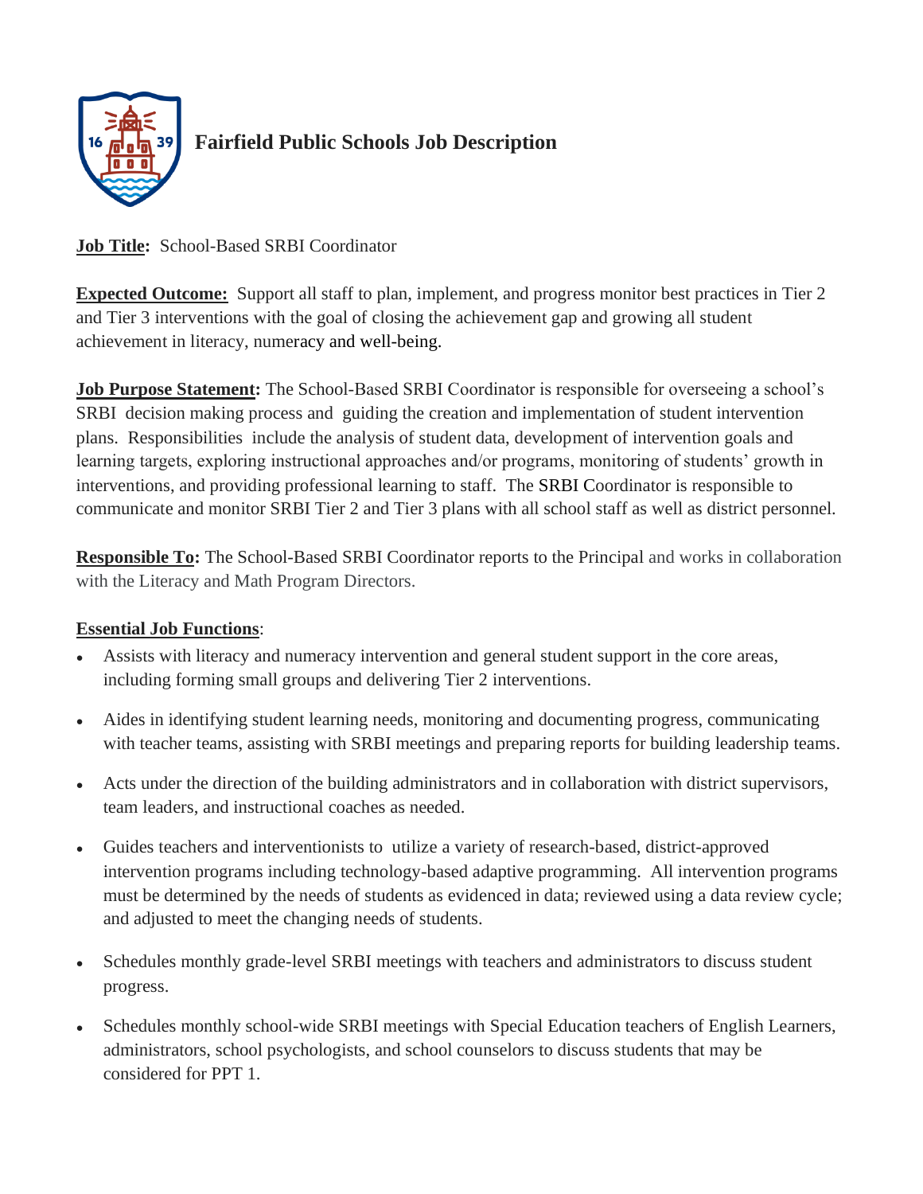# Fairfield Public Schools Job Description

**Job Title:** School-Based SRBI Coordinator

**Expected Outcome:** Support all staff to plan, implement, and progress monitor best practices in Tier 2 and Tier 3 interventions with the goal of closing the achievement gap and growing all student achievement in literacy, numeracy and well-being.

**Job Purpose Statement:** The School-Based SRBI Coordinator is responsible for overseeing a school's SRBI decision making process and guiding the creation and implementation of student intervention plans. Responsibilities include the analysis of student data, development of intervention goals and learning targets, exploring instructional approaches and/or programs, monitoring of students' growth in interventions, and providing professional learning to staff. The SRBI Coordinator is responsible to communicate and monitor SRBI Tier 2 and Tier 3 plans with all school staff as well as district personnel.

**Responsible To:** The School-Based SRBI Coordinator reports to the Principal and works in collaboration with the Literacy and Math Program Directors.

**Essential Job Functions**:

- Assists with literacy and numeracy intervention and general student support in the core areas, including forming small groups and delivering Tier 2 interventions.
- Aides in identifying student learning needs, monitoring and documenting progress, communicating with teacher teams, assisting with SRBI meetings and preparing reports for building leadership teams.
- Acts under the direction of the building administrators and in collaboration with district supervisors, team leaders, and instructional coaches as needed.
- Guides teachers and interventionists to utilize a variety of research-based, district-approved intervention programs including technology-based adaptive programming. All intervention programs must be determined by the needs of students as evidenced in data; reviewed using a data review cycle; and adjusted to meet the changing needs of students.
- Schedules monthly grade-level SRBI meetings with teachers and administrators to discuss student progress.
- Schedules monthly school-wide SRBI meetings with Special Education teachers of English Learners, administrators, school psychologists, and school counselors to discuss students that may be considered for PPT 1.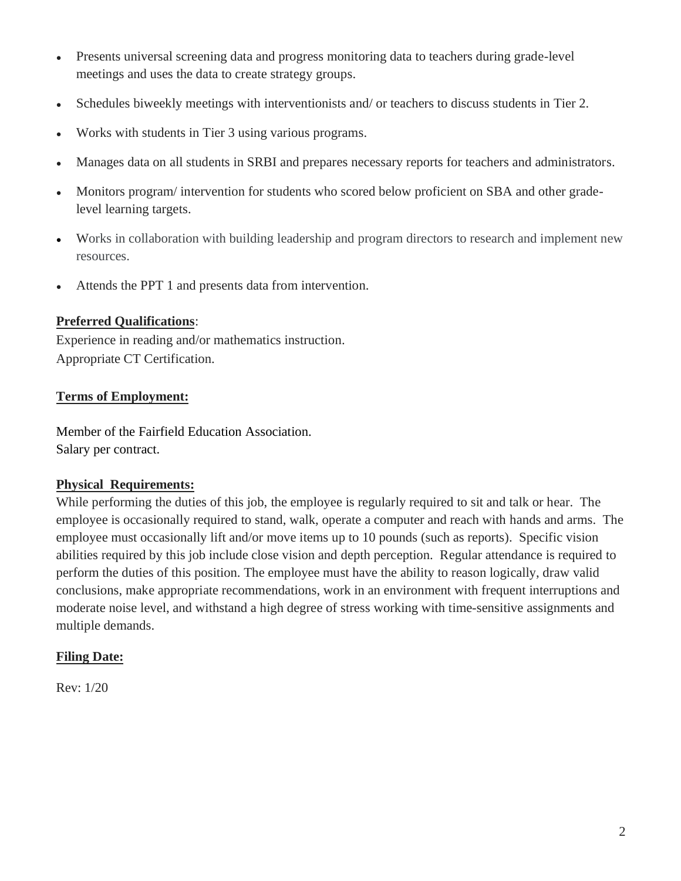- Presents universal screening data and progress monitoring data to teachers during grade-level meetings and uses the data to create strategy groups.
- Schedules biweekly meetings with interventionists and/ or teachers to discuss students in Tier 2.
- Works with students in Tier 3 using various programs.
- Manages data on all students in SRBI and prepares necessary reports for teachers and administrators.
- Monitors program/ intervention for students who scored below proficient on SBA and other grade-level learning targets.
- Works in collaboration with building leadership and program directors to research and implement new resources.
- Attends the PPT 1 and presents data from intervention.

**Preferred Qualifications**:

Experience in reading and/or mathematics instruction.
Appropriate CT Certification.

**Terms of Employment:**

Member of the Fairfield Education Association.
Salary per contract.

**Physical Requirements:**

While performing the duties of this job, the employee is regularly required to sit and talk or hear. The employee is occasionally required to stand, walk, operate a computer and reach with hands and arms. The employee must occasionally lift and/or move items up to 10 pounds (such as reports). Specific vision abilities required by this job include close vision and depth perception. Regular attendance is required to perform the duties of this position. The employee must have the ability to reason logically, draw valid conclusions, make appropriate recommendations, work in an environment with frequent interruptions and moderate noise level, and withstand a high degree of stress working with time-sensitive assignments and multiple demands.

**Filing Date:**

Rev: 1/20